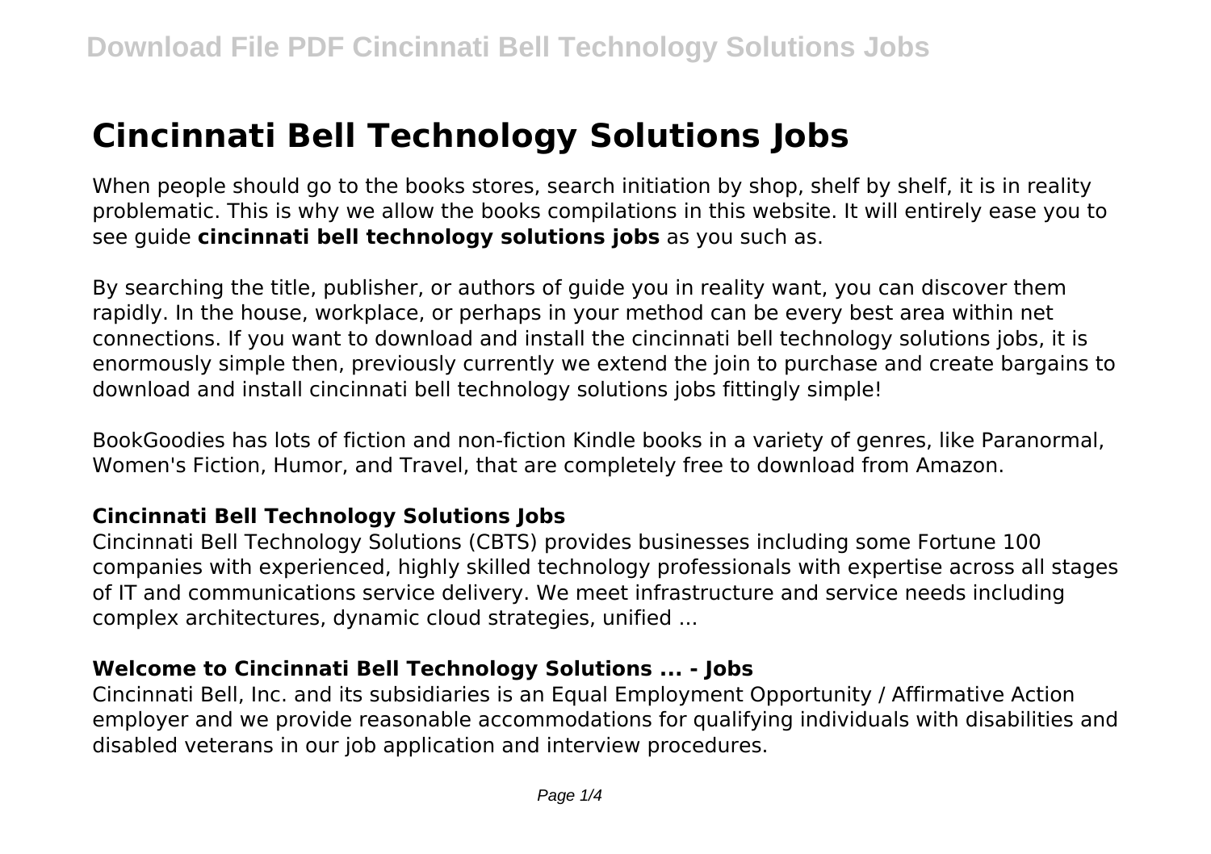# Cincinnati Bell Technology Solutions Jobs

When people should go to the books stores, search initiation by shop, shelf by shelf, it is in reality problematic. This is why we allow the books compilations in this website. It will entirely ease you to see guide **cincinnati bell technology solutions jobs** as you such as.

By searching the title, publisher, or authors of guide you in reality want, you can discover them rapidly. In the house, workplace, or perhaps in your method can be every best area within net connections. If you want to download and install the cincinnati bell technology solutions jobs, it is enormously simple then, previously currently we extend the join to purchase and create bargains to download and install cincinnati bell technology solutions jobs fittingly simple!

BookGoodies has lots of fiction and non-fiction Kindle books in a variety of genres, like Paranormal, Women's Fiction, Humor, and Travel, that are completely free to download from Amazon.

### Cincinnati Bell Technology Solutions Jobs

Cincinnati Bell Technology Solutions (CBTS) provides businesses including some Fortune 100 companies with experienced, highly skilled technology professionals with expertise across all stages of IT and communications service delivery. We meet infrastructure and service needs including complex architectures, dynamic cloud strategies, unified ...

### Welcome to Cincinnati Bell Technology Solutions ... - Jobs

Cincinnati Bell, Inc. and its subsidiaries is an Equal Employment Opportunity / Affirmative Action employer and we provide reasonable accommodations for qualifying individuals with disabilities and disabled veterans in our job application and interview procedures.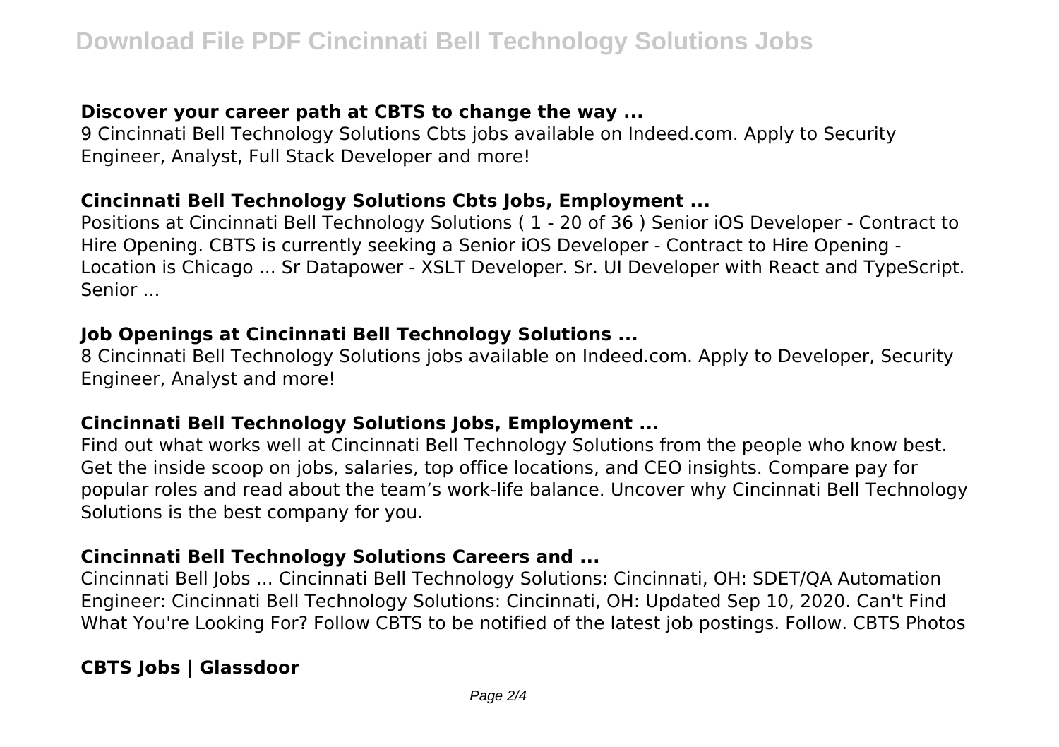### Discover your career path at CBTS to change the way ...

9 Cincinnati Bell Technology Solutions Cbts jobs available on Indeed.com. Apply to Security Engineer, Analyst, Full Stack Developer and more!

### Cincinnati Bell Technology Solutions Cbts Jobs, Employment ...

Positions at Cincinnati Bell Technology Solutions ( 1 - 20 of 36 ) Senior iOS Developer - Contract to Hire Opening. CBTS is currently seeking a Senior iOS Developer - Contract to Hire Opening - Location is Chicago ... Sr Datapower - XSLT Developer. Sr. UI Developer with React and TypeScript. Senior ...

### Job Openings at Cincinnati Bell Technology Solutions ...

8 Cincinnati Bell Technology Solutions jobs available on Indeed.com. Apply to Developer, Security Engineer, Analyst and more!

### Cincinnati Bell Technology Solutions Jobs, Employment ...

Find out what works well at Cincinnati Bell Technology Solutions from the people who know best. Get the inside scoop on jobs, salaries, top office locations, and CEO insights. Compare pay for popular roles and read about the team's work-life balance. Uncover why Cincinnati Bell Technology Solutions is the best company for you.

### Cincinnati Bell Technology Solutions Careers and ...

Cincinnati Bell Jobs ... Cincinnati Bell Technology Solutions: Cincinnati, OH: SDET/QA Automation Engineer: Cincinnati Bell Technology Solutions: Cincinnati, OH: Updated Sep 10, 2020. Can't Find What You're Looking For? Follow CBTS to be notified of the latest job postings. Follow. CBTS Photos

### CBTS Jobs | Glassdoor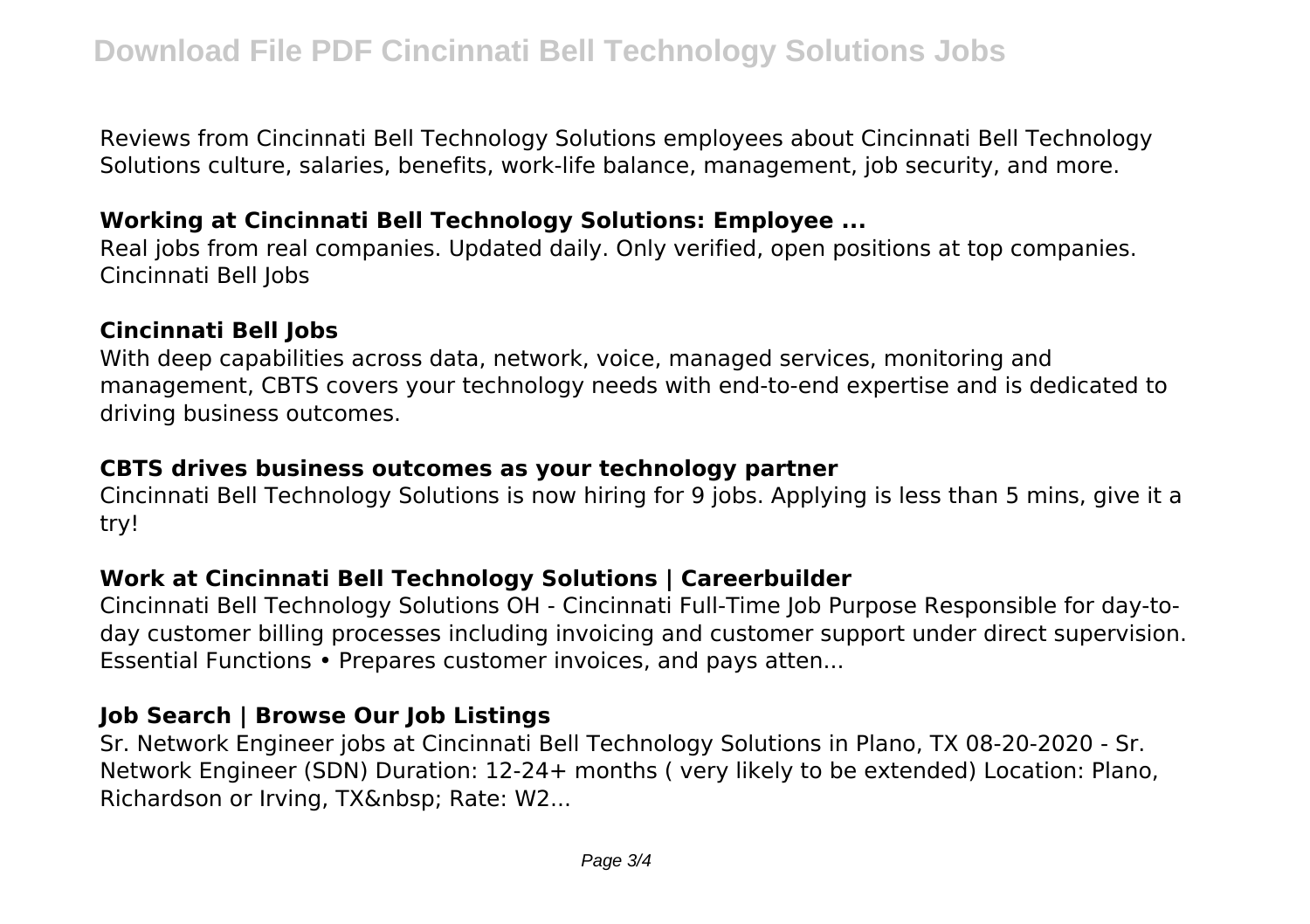Reviews from Cincinnati Bell Technology Solutions employees about Cincinnati Bell Technology Solutions culture, salaries, benefits, work-life balance, management, job security, and more.

### Working at Cincinnati Bell Technology Solutions: Employee ...

Real jobs from real companies. Updated daily. Only verified, open positions at top companies. Cincinnati Bell Jobs

### Cincinnati Bell Jobs

With deep capabilities across data, network, voice, managed services, monitoring and management, CBTS covers your technology needs with end-to-end expertise and is dedicated to driving business outcomes.

### CBTS drives business outcomes as your technology partner

Cincinnati Bell Technology Solutions is now hiring for 9 jobs. Applying is less than 5 mins, give it a try!

### Work at Cincinnati Bell Technology Solutions | Careerbuilder

Cincinnati Bell Technology Solutions OH - Cincinnati Full-Time Job Purpose Responsible for day-to-day customer billing processes including invoicing and customer support under direct supervision. Essential Functions • Prepares customer invoices, and pays atten...

### Job Search | Browse Our Job Listings

Sr. Network Engineer jobs at Cincinnati Bell Technology Solutions in Plano, TX 08-20-2020 - Sr. Network Engineer (SDN) Duration: 12-24+ months ( very likely to be extended) Location: Plano, Richardson or Irving, TX&nbsp; Rate: W2...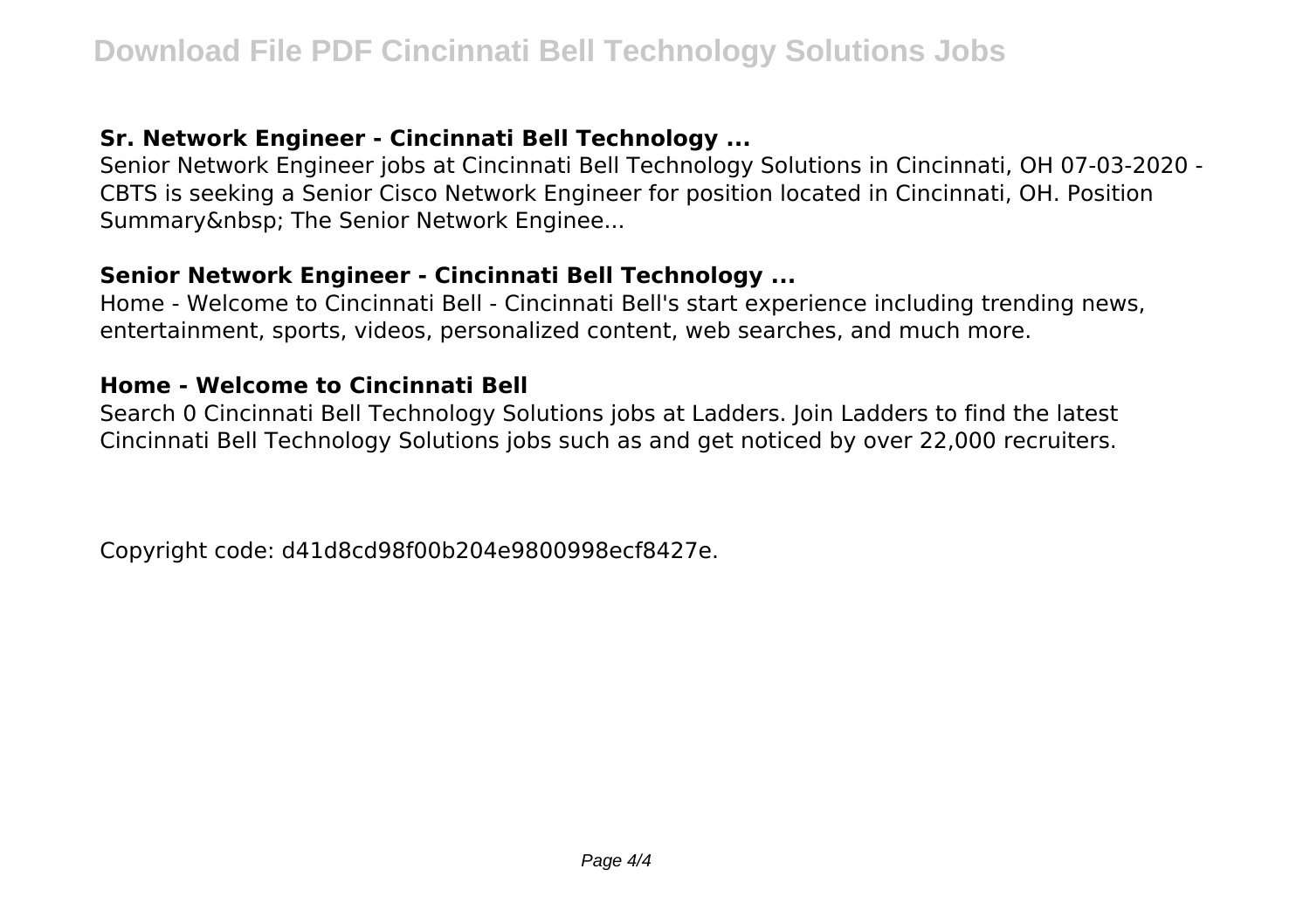### Sr. Network Engineer - Cincinnati Bell Technology ...

Senior Network Engineer jobs at Cincinnati Bell Technology Solutions in Cincinnati, OH 07-03-2020 - CBTS is seeking a Senior Cisco Network Engineer for position located in Cincinnati, OH. Position Summary&nbsp; The Senior Network Enginee...

### Senior Network Engineer - Cincinnati Bell Technology ...

Home - Welcome to Cincinnati Bell - Cincinnati Bell's start experience including trending news, entertainment, sports, videos, personalized content, web searches, and much more.

### Home - Welcome to Cincinnati Bell

Search 0 Cincinnati Bell Technology Solutions jobs at Ladders. Join Ladders to find the latest Cincinnati Bell Technology Solutions jobs such as and get noticed by over 22,000 recruiters.

Copyright code: d41d8cd98f00b204e9800998ecf8427e.